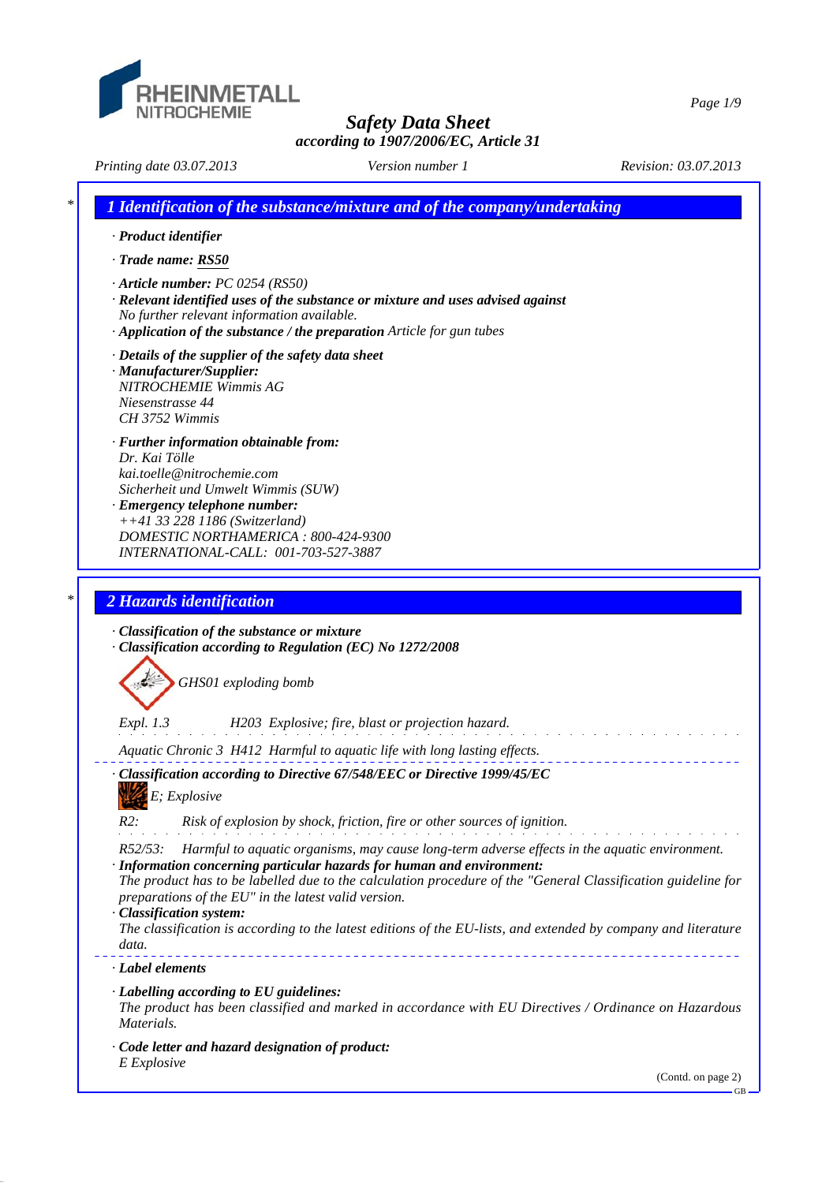# Safety Data Sheet
*according to 1907/2006/EC, Article 31*

*Printing date 03.07.2013* *Version number 1* *Revision: 03.07.2013*

## 1 Identification of the substance/mixture and of the company/undertaking

· **Product identifier**

· **Trade name: RS50**

· **Article number:** PC 0254 (RS50)

· **Relevant identified uses of the substance or mixture and uses advised against**
No further relevant information available.

· **Application of the substance / the preparation** Article for gun tubes

· **Details of the supplier of the safety data sheet**

· **Manufacturer/Supplier:**
NITROCHEMIE Wimmis AG
Niesenstrasse 44
CH 3752 Wimmis

· **Further information obtainable from:**
Dr. Kai Tölle
kai.toelle@nitrochemie.com
Sicherheit und Umwelt Wimmis (SUW)

· **Emergency telephone number:**
++41 33 228 1186 (Switzerland)
DOMESTIC NORTHAMERICA : 800-424-9300
INTERNATIONAL-CALL: 001-703-527-3887

## 2 Hazards identification

· **Classification of the substance or mixture**

· **Classification according to Regulation (EC) No 1272/2008**

GHS01 exploding bomb

Expl. 1.3 H203 Explosive; fire, blast or projection hazard.

Aquatic Chronic 3 H412 Harmful to aquatic life with long lasting effects.

· **Classification according to Directive 67/548/EEC or Directive 1999/45/EC**

E; Explosive

R2: Risk of explosion by shock, friction, fire or other sources of ignition.

R52/53: Harmful to aquatic organisms, may cause long-term adverse effects in the aquatic environment.

· **Information concerning particular hazards for human and environment:**
The product has to be labelled due to the calculation procedure of the "General Classification guideline for preparations of the EU" in the latest valid version.

· **Classification system:**
The classification is according to the latest editions of the EU-lists, and extended by company and literature data.

· **Label elements**

· **Labelling according to EU guidelines:**
The product has been classified and marked in accordance with EU Directives / Ordinance on Hazardous Materials.

· **Code letter and hazard designation of product:**
E Explosive

(Contd. on page 2)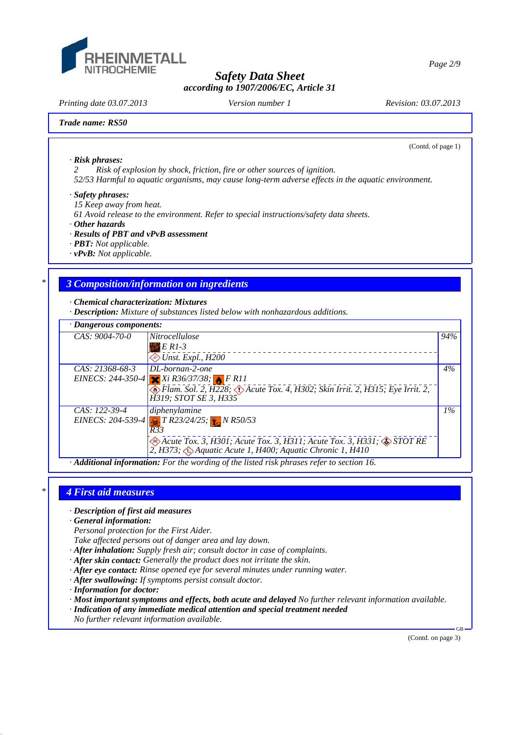**Safety Data Sheet**
**according to 1907/2006/EC, Article 31**

Printing date 03.07.2013 | Version number 1 | Revision: 03.07.2013

**Trade name: RS50**

(Contd. of page 1)

· **Risk phrases:**
2 Risk of explosion by shock, friction, fire or other sources of ignition.
52/53 Harmful to aquatic organisms, may cause long-term adverse effects in the aquatic environment.

· **Safety phrases:**
15 Keep away from heat.
61 Avoid release to the environment. Refer to special instructions/safety data sheets.

· **Other hazards**
· **Results of PBT and vPvB assessment**
· **PBT:** Not applicable.
· **vPvB:** Not applicable.

## 3 Composition/information on ingredients

· **Chemical characterization: Mixtures**
· **Description:** Mixture of substances listed below with nonhazardous additions.

· **Dangerous components:**

| | | |
|---|---|---|
| CAS: 9004-70-0 | Nitrocellulose<br>E R1-3<br>Unst. Expl., H200 | 94% |
| CAS: 21368-68-3<br>EINECS: 244-350-4 | DL-bornan-2-one<br>Xi R36/37/38; F R11<br>Flam. Sol. 2, H228; Acute Tox. 4, H302; Skin Irrit. 2, H315; Eye Irrit. 2, H319; STOT SE 3, H335 | 4% |
| CAS: 122-39-4<br>EINECS: 204-539-4 | diphenylamine<br>T R23/24/25; N R50/53<br>R33<br>Acute Tox. 3, H301; Acute Tox. 3, H311; Acute Tox. 3, H331; STOT RE 2, H373; Aquatic Acute 1, H400; Aquatic Chronic 1, H410 | 1% |

· **Additional information:** For the wording of the listed risk phrases refer to section 16.

## 4 First aid measures

· **Description of first aid measures**
· **General information:**
Personal protection for the First Aider.
Take affected persons out of danger area and lay down.
· **After inhalation:** Supply fresh air; consult doctor in case of complaints.
· **After skin contact:** Generally the product does not irritate the skin.
· **After eye contact:** Rinse opened eye for several minutes under running water.
· **After swallowing:** If symptoms persist consult doctor.
· **Information for doctor:**
· **Most important symptoms and effects, both acute and delayed** No further relevant information available.
· **Indication of any immediate medical attention and special treatment needed**
No further relevant information available.

(Contd. on page 3)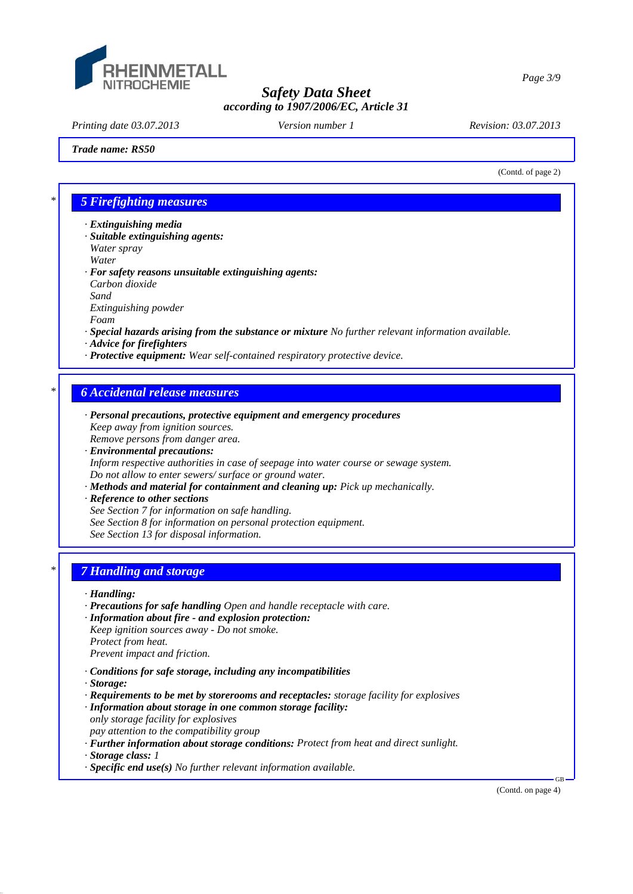Trade name: RS50

(Contd. of page 2)

## 5 Firefighting measures

· **Extinguishing media**
· **Suitable extinguishing agents:**
Water spray
Water
· **For safety reasons unsuitable extinguishing agents:**
Carbon dioxide
Sand
Extinguishing powder
Foam
· **Special hazards arising from the substance or mixture** No further relevant information available.
· **Advice for firefighters**
· **Protective equipment:** Wear self-contained respiratory protective device.

## 6 Accidental release measures

· **Personal precautions, protective equipment and emergency procedures**
Keep away from ignition sources.
Remove persons from danger area.
· **Environmental precautions:**
Inform respective authorities in case of seepage into water course or sewage system.
Do not allow to enter sewers/ surface or ground water.
· **Methods and material for containment and cleaning up:** Pick up mechanically.
· **Reference to other sections**
See Section 7 for information on safe handling.
See Section 8 for information on personal protection equipment.
See Section 13 for disposal information.

## 7 Handling and storage

· **Handling:**
· **Precautions for safe handling** Open and handle receptacle with care.
· **Information about fire - and explosion protection:**
Keep ignition sources away - Do not smoke.
Protect from heat.
Prevent impact and friction.

· **Conditions for safe storage, including any incompatibilities**
· **Storage:**
· **Requirements to be met by storerooms and receptacles:** storage facility for explosives
· **Information about storage in one common storage facility:**
only storage facility for explosives
pay attention to the compatibility group
· **Further information about storage conditions:** Protect from heat and direct sunlight.
· **Storage class:** 1
· **Specific end use(s)** No further relevant information available.

(Contd. on page 4)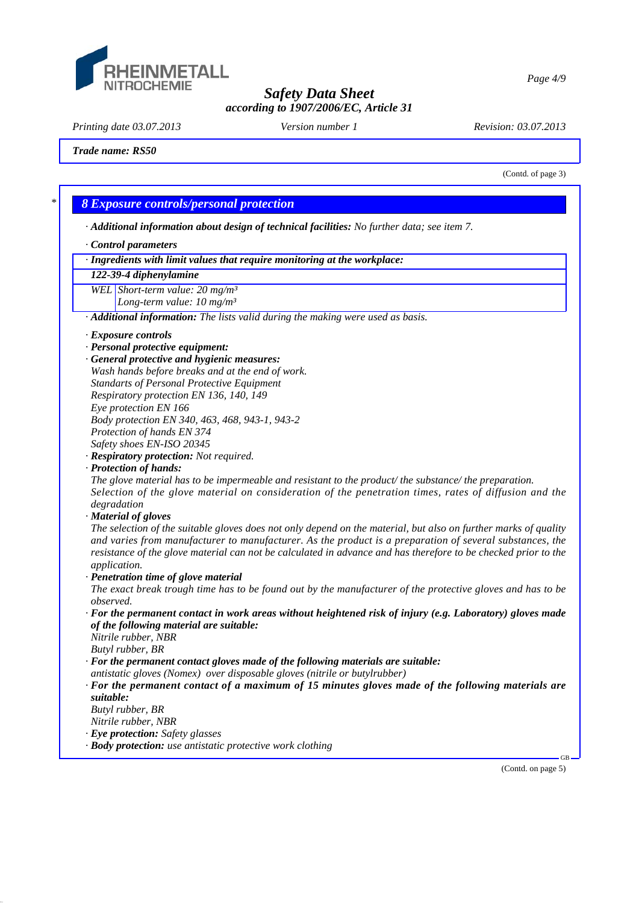Trade name: RS50

(Contd. of page 3)

## 8 Exposure controls/personal protection

· **Additional information about design of technical facilities:** No further data; see item 7.

· **Control parameters**

| · Ingredients with limit values that require monitoring at the workplace: | |
|---|---|
| **122-39-4 diphenylamine** | |
| WEL | Short-term value: 20 mg/m³<br>Long-term value: 10 mg/m³ |

· **Additional information:** The lists valid during the making were used as basis.

· **Exposure controls**
· **Personal protective equipment:**
· **General protective and hygienic measures:**
Wash hands before breaks and at the end of work.
Standarts of Personal Protective Equipment
Respiratory protection EN 136, 140, 149
Eye protection EN 166
Body protection EN 340, 463, 468, 943-1, 943-2
Protection of hands EN 374
Safety shoes EN-ISO 20345
· **Respiratory protection:** Not required.
· **Protection of hands:**
The glove material has to be impermeable and resistant to the product/ the substance/ the preparation.
Selection of the glove material on consideration of the penetration times, rates of diffusion and the degradation
· **Material of gloves**
The selection of the suitable gloves does not only depend on the material, but also on further marks of quality and varies from manufacturer to manufacturer. As the product is a preparation of several substances, the resistance of the glove material can not be calculated in advance and has therefore to be checked prior to the application.
· **Penetration time of glove material**
The exact break trough time has to be found out by the manufacturer of the protective gloves and has to be observed.
· **For the permanent contact in work areas without heightened risk of injury (e.g. Laboratory) gloves made of the following material are suitable:**
Nitrile rubber, NBR
Butyl rubber, BR
· **For the permanent contact gloves made of the following materials are suitable:**
antistatic gloves (Nomex) over disposable gloves (nitrile or butylrubber)
· **For the permanent contact of a maximum of 15 minutes gloves made of the following materials are suitable:**
Butyl rubber, BR
Nitrile rubber, NBR
· **Eye protection:** Safety glasses
· **Body protection:** use antistatic protective work clothing

(Contd. on page 5)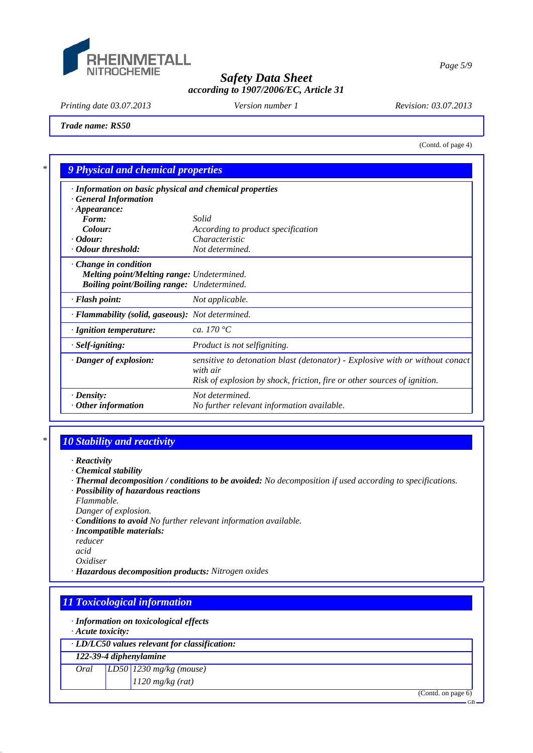Trade name: RS50

(Contd. of page 4)

## 9 Physical and chemical properties

· **Information on basic physical and chemical properties**
· **General Information**
· **Appearance:**

| | |
|---|---|
| **Form:** | Solid |
| **Colour:** | According to product specification |
| · **Odour:** | Characteristic |
| · **Odour threshold:** | Not determined. |
| · **Change in condition** | |
| **Melting point/Melting range:** | Undetermined. |
| **Boiling point/Boiling range:** | Undetermined. |
| · **Flash point:** | Not applicable. |
| · **Flammability (solid, gaseous):** | Not determined. |
| · **Ignition temperature:** | ca. 170 °C |
| · **Self-igniting:** | Product is not selfigniting. |
| · **Danger of explosion:** | sensitive to detonation blast (detonator) - Explosive with or without conact with air<br>Risk of explosion by shock, friction, fire or other sources of ignition. |
| · **Density:** | Not determined. |
| · **Other information** | No further relevant information available. |

## 10 Stability and reactivity

· **Reactivity**
· **Chemical stability**
· **Thermal decomposition / conditions to be avoided:** No decomposition if used according to specifications.
· **Possibility of hazardous reactions**
Flammable.
Danger of explosion.
· **Conditions to avoid** No further relevant information available.
· **Incompatible materials:**
reducer
acid
Oxidiser
· **Hazardous decomposition products:** Nitrogen oxides

## 11 Toxicological information

· **Information on toxicological effects**
· **Acute toxicity:**

| · **LD/LC50 values relevant for classification:** | | |
|---|---|---|
| **122-39-4 diphenylamine** | | |
| Oral | LD50 | 1230 mg/kg (mouse) |
| | | 1120 mg/kg (rat) |

(Contd. on page 6)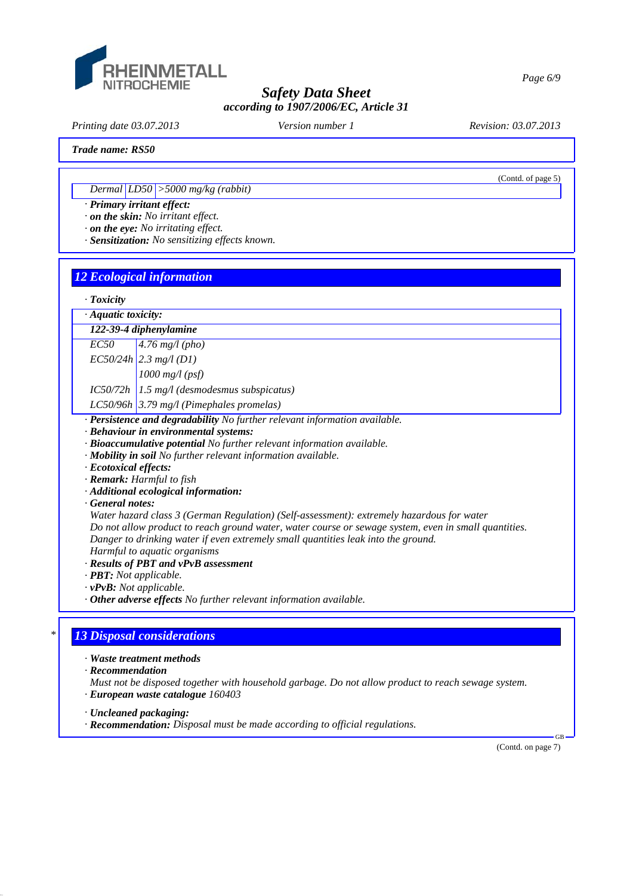(Contd. of page 5)

| | | |
|---|---|---|
| Dermal | LD50 | >5000 mg/kg (rabbit) |

· **Primary irritant effect:**
· **on the skin:** No irritant effect.
· **on the eye:** No irritating effect.
· **Sensitization:** No sensitizing effects known.

## 12 Ecological information

· **Toxicity**

· **Aquatic toxicity:**

| **122-39-4 diphenylamine** | |
|---|---|
| EC50 | 4.76 mg/l (pho) |
| EC50/24h | 2.3 mg/l (D1) |
| | 1000 mg/l (psf) |
| IC50/72h | 1.5 mg/l (desmodesmus subspicatus) |
| LC50/96h | 3.79 mg/l (Pimephales promelas) |

· **Persistence and degradability** No further relevant information available.
· **Behaviour in environmental systems:**
· **Bioaccumulative potential** No further relevant information available.
· **Mobility in soil** No further relevant information available.
· **Ecotoxical effects:**
· **Remark:** Harmful to fish
· **Additional ecological information:**
· **General notes:**
Water hazard class 3 (German Regulation) (Self-assessment): extremely hazardous for water
Do not allow product to reach ground water, water course or sewage system, even in small quantities.
Danger to drinking water if even extremely small quantities leak into the ground.
Harmful to aquatic organisms
· **Results of PBT and vPvB assessment**
· **PBT:** Not applicable.
· **vPvB:** Not applicable.
· **Other adverse effects** No further relevant information available.

## * 13 Disposal considerations

· **Waste treatment methods**
· **Recommendation**
Must not be disposed together with household garbage. Do not allow product to reach sewage system.
· **European waste catalogue** 160403

· **Uncleaned packaging:**
· **Recommendation:** Disposal must be made according to official regulations.

(Contd. on page 7)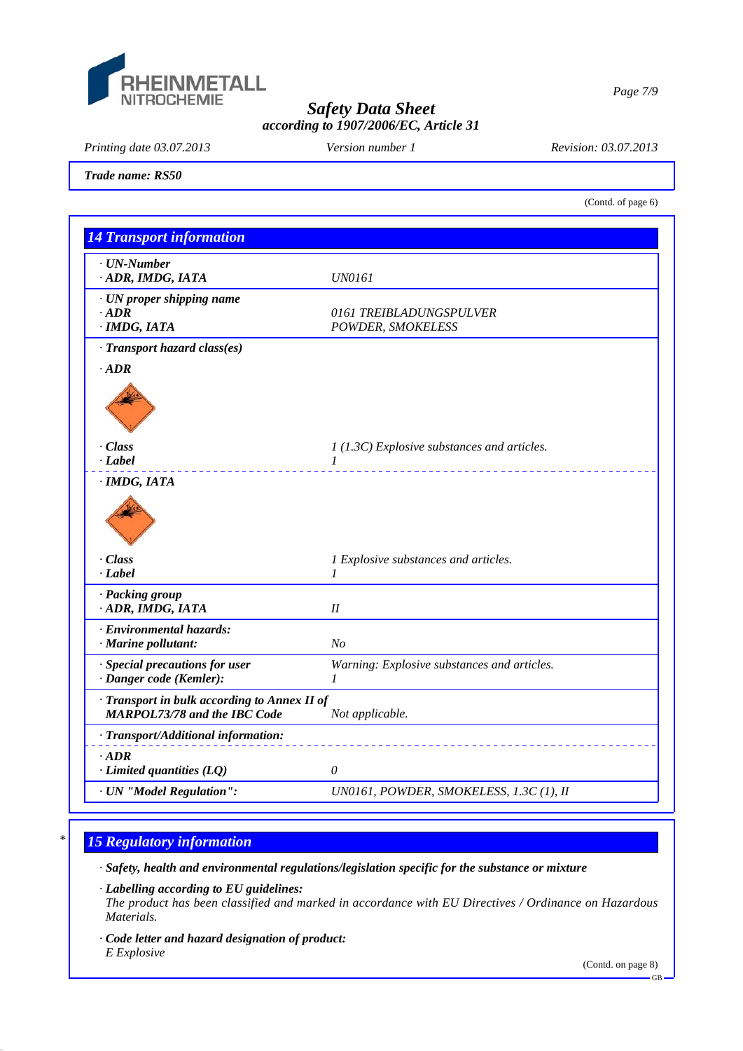**Safety Data Sheet**
**according to 1907/2006/EC, Article 31**

*Printing date 03.07.2013* *Version number 1* *Revision: 03.07.2013*

**Trade name: RS50**

(Contd. of page 6)

## 14 Transport information

| | |
|---|---|
| · **UN-Number** | |
| · **ADR, IMDG, IATA** | UN0161 |
| · **UN proper shipping name** | |
| · **ADR** | 0161 TREIBLADUNGSPULVER |
| · **IMDG, IATA** | POWDER, SMOKELESS |
| · **Transport hazard class(es)** | |
| · **ADR** | |
| · **Class** | 1 (1.3C) Explosive substances and articles. |
| · **Label** | 1 |
| · **IMDG, IATA** | |
| · **Class** | 1 Explosive substances and articles. |
| · **Label** | 1 |
| · **Packing group** | |
| · **ADR, IMDG, IATA** | II |
| · **Environmental hazards:** | |
| · **Marine pollutant:** | No |
| · **Special precautions for user** | Warning: Explosive substances and articles. |
| · **Danger code (Kemler):** | 1 |
| · **Transport in bulk according to Annex II of MARPOL73/78 and the IBC Code** | Not applicable. |
| · **Transport/Additional information:** | |
| · **ADR** | |
| · **Limited quantities (LQ)** | 0 |
| · **UN "Model Regulation":** | UN0161, POWDER, SMOKELESS, 1.3C (1), II |

\* 

## 15 Regulatory information

· **Safety, health and environmental regulations/legislation specific for the substance or mixture**

· **Labelling according to EU guidelines:**
The product has been classified and marked in accordance with EU Directives / Ordinance on Hazardous Materials.

· **Code letter and hazard designation of product:**
E Explosive

(Contd. on page 8)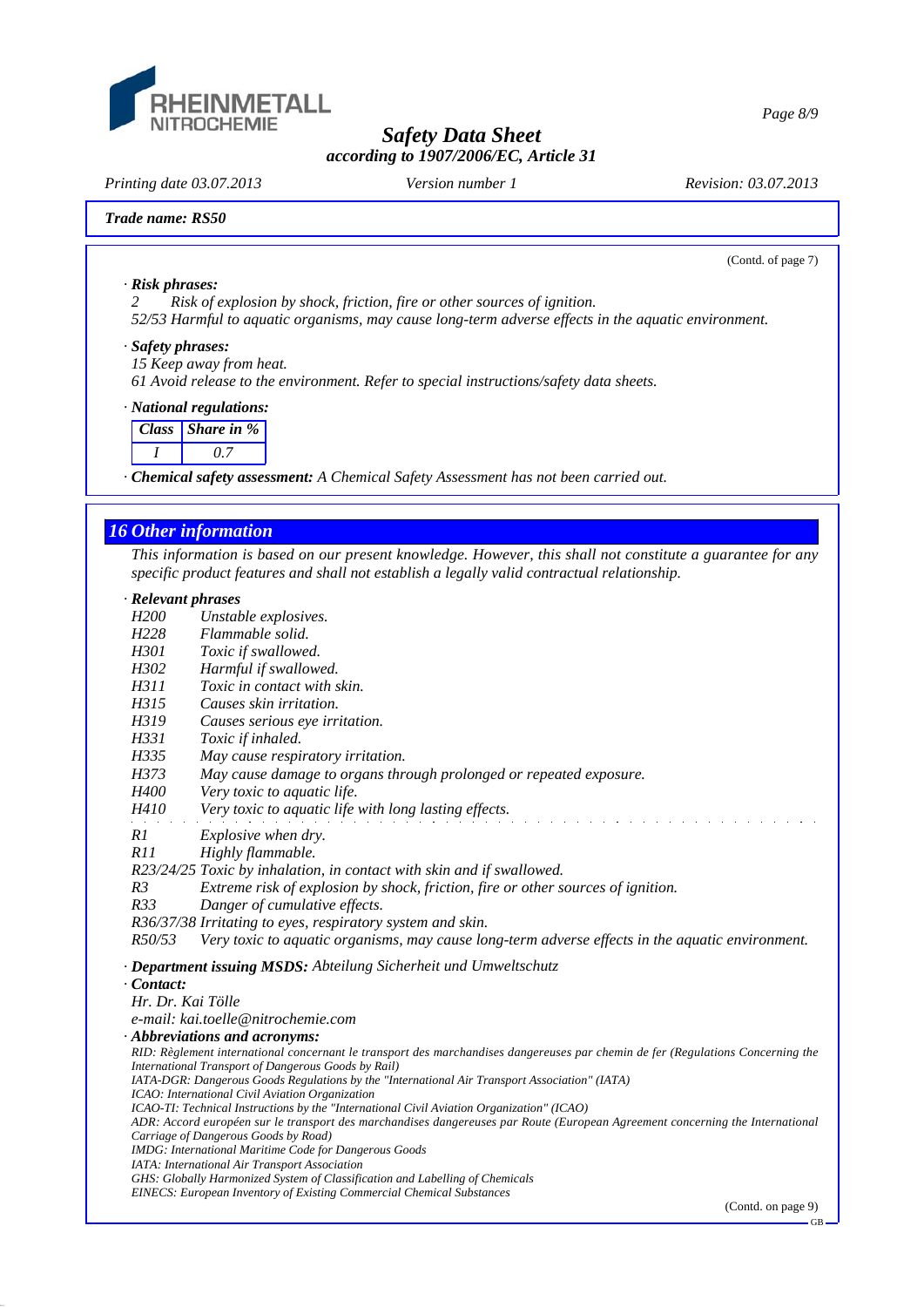Trade name: RS50

(Contd. of page 7)

· **Risk phrases:**
2 Risk of explosion by shock, friction, fire or other sources of ignition.
52/53 Harmful to aquatic organisms, may cause long-term adverse effects in the aquatic environment.

· **Safety phrases:**
15 Keep away from heat.
61 Avoid release to the environment. Refer to special instructions/safety data sheets.

· **National regulations:**

| Class | Share in % |
|---|---|
| I | 0.7 |

· **Chemical safety assessment:** A Chemical Safety Assessment has not been carried out.

## 16 Other information

This information is based on our present knowledge. However, this shall not constitute a guarantee for any specific product features and shall not establish a legally valid contractual relationship.

· **Relevant phrases**

H200 Unstable explosives.
H228 Flammable solid.
H301 Toxic if swallowed.
H302 Harmful if swallowed.
H311 Toxic in contact with skin.
H315 Causes skin irritation.
H319 Causes serious eye irritation.
H331 Toxic if inhaled.
H335 May cause respiratory irritation.
H373 May cause damage to organs through prolonged or repeated exposure.
H400 Very toxic to aquatic life.
H410 Very toxic to aquatic life with long lasting effects.

R1 Explosive when dry.
R11 Highly flammable.
R23/24/25 Toxic by inhalation, in contact with skin and if swallowed.
R3 Extreme risk of explosion by shock, friction, fire or other sources of ignition.
R33 Danger of cumulative effects.
R36/37/38 Irritating to eyes, respiratory system and skin.
R50/53 Very toxic to aquatic organisms, may cause long-term adverse effects in the aquatic environment.

· **Department issuing MSDS:** Abteilung Sicherheit und Umweltschutz

· **Contact:**
Hr. Dr. Kai Tölle
e-mail: kai.toelle@nitrochemie.com

· **Abbreviations and acronyms:**
RID: Règlement international concernant le transport des marchandises dangereuses par chemin de fer (Regulations Concerning the International Transport of Dangerous Goods by Rail)
IATA-DGR: Dangerous Goods Regulations by the "International Air Transport Association" (IATA)
ICAO: International Civil Aviation Organization
ICAO-TI: Technical Instructions by the "International Civil Aviation Organization" (ICAO)
ADR: Accord européen sur le transport des marchandises dangereuses par Route (European Agreement concerning the International Carriage of Dangerous Goods by Road)
IMDG: International Maritime Code for Dangerous Goods
IATA: International Air Transport Association
GHS: Globally Harmonized System of Classification and Labelling of Chemicals
EINECS: European Inventory of Existing Commercial Chemical Substances

(Contd. on page 9)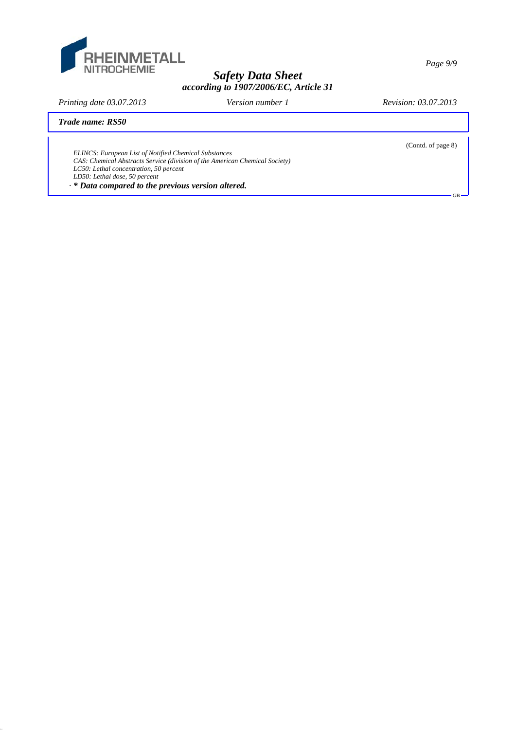(Contd. of page 8)

*ELINCS: European List of Notified Chemical Substances*
*CAS: Chemical Abstracts Service (division of the American Chemical Society)*
*LC50: Lethal concentration, 50 percent*
*LD50: Lethal dose, 50 percent*

· ***\* Data compared to the previous version altered.***